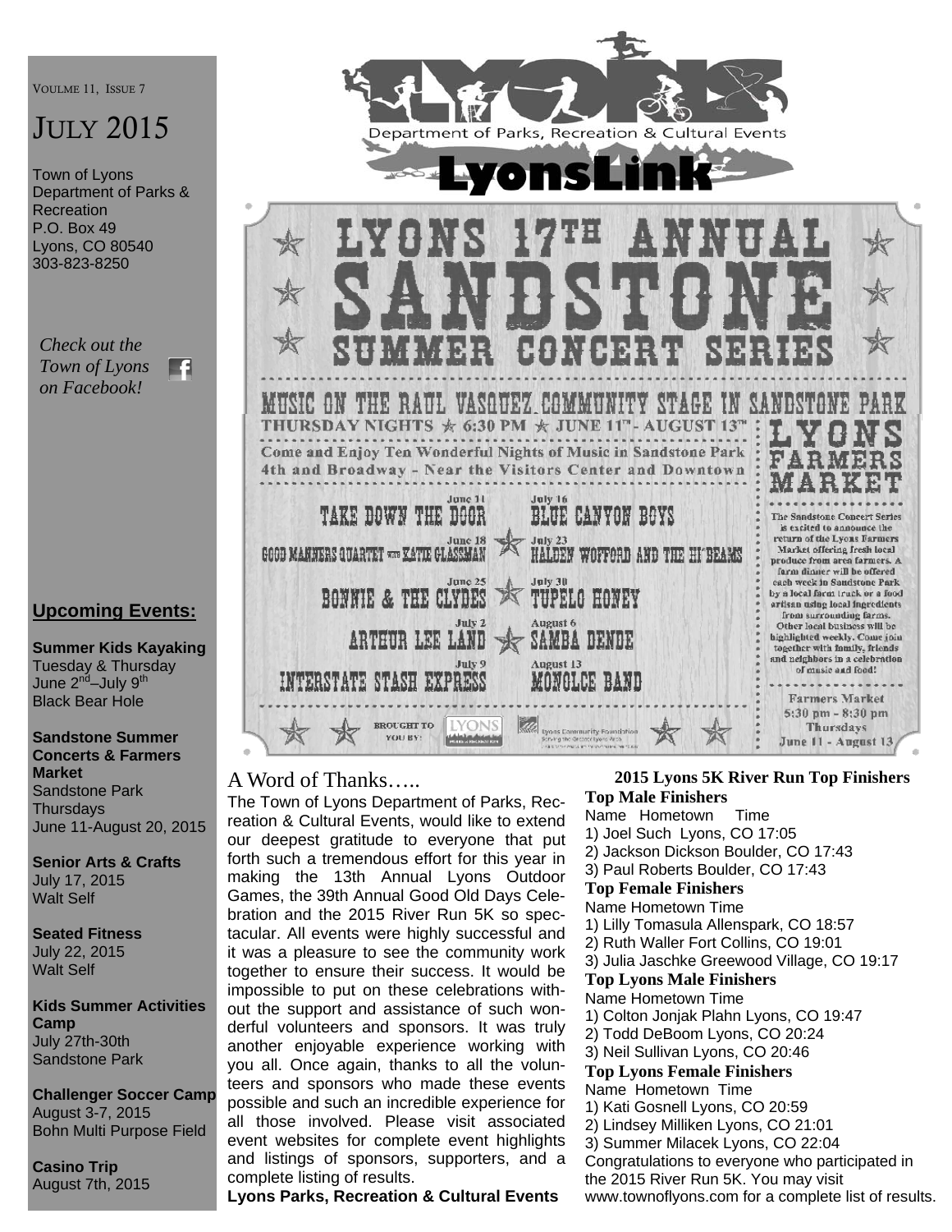VOULME 11, ISSUE 7

# JULY 2015

Town of Lyons
Department of Parks & Recreation
P.O. Box 49
Lyons, CO 80540
303-823-8250

*Check out the Town of Lyons on Facebook!*

## Upcoming Events:

**Summer Kids Kayaking**
Tuesday & Thursday
June 2nd–July 9th
Black Bear Hole

**Sandstone Summer Concerts & Farmers Market**
Sandstone Park
Thursdays
June 11-August 20, 2015

**Senior Arts & Crafts**
July 17, 2015
Walt Self

**Seated Fitness**
July 22, 2015
Walt Self

**Kids Summer Activities Camp**
July 27th-30th
Sandstone Park

**Challenger Soccer Camp**
August 3-7, 2015
Bohn Multi Purpose Field

**Casino Trip**
August 7th, 2015

# LYONS

Department of Parks, Recreation & Cultural Events

# LyonsLink

# LYONS 17TH ANNUAL SANDSTONE SUMMER CONCERT SERIES

MUSIC ON THE RAUL VASQUEZ COMMUNITY STAGE IN SANDSTONE PARK

THURSDAY NIGHTS ★ 6:30 PM ★ JUNE 11TH - AUGUST 13TH

Come and Enjoy Ten Wonderful Nights of Music in Sandstone Park
4th and Broadway - Near the Visitors Center and Downtown

- June 11 — TAKE DOWN THE DOOR
- June 18 — GOOD MANNERS QUARTET WITH KATIE GLASSMAN
- June 25 — BONNIE & THE CLYDES
- July 2 — ARTHUR LEE LAND
- July 9 — INTERSTATE STASH EXPRESS
- July 16 — BLUE CANYON BOYS
- July 23 — HALDEN WOFFORD AND THE HI*BEAMS
- July 30 — TUPELO HONEY
- August 6 — SAMBA DENDE
- August 13 — MONOLCE BAND

BROUGHT TO YOU BY: LYONS — Lyons Community Foundation

## LYONS FARMERS MARKET

The Sandstone Concert Series is excited to announce the return of the Lyons Farmers Market offering fresh local produce from area farmers. A farm dinner will be offered each week in Sandstone Park by a local farm truck or a food artisan using local ingredients from surrounding farms. Other local business will be highlighted weekly. Come join together with family, friends and neighbors in a celebration of music and food!

Farmers Market
5:30 pm - 8:30 pm
Thursdays
June 11 - August 13

## A Word of Thanks…..

The Town of Lyons Department of Parks, Recreation & Cultural Events, would like to extend our deepest gratitude to everyone that put forth such a tremendous effort for this year in making the 13th Annual Lyons Outdoor Games, the 39th Annual Good Old Days Celebration and the 2015 River Run 5K so spectacular. All events were highly successful and it was a pleasure to see the community work together to ensure their success. It would be impossible to put on these celebrations without the support and assistance of such wonderful volunteers and sponsors. It was truly another enjoyable experience working with you all. Once again, thanks to all the volunteers and sponsors who made these events possible and such an incredible experience for all those involved. Please visit associated event websites for complete event highlights and listings of sponsors, supporters, and a complete listing of results.

**Lyons Parks, Recreation & Cultural Events**

## 2015 Lyons 5K River Run Top Finishers

**Top Male Finishers**

Name Hometown Time
1) Joel Such Lyons, CO 17:05
2) Jackson Dickson Boulder, CO 17:43
3) Paul Roberts Boulder, CO 17:43

**Top Female Finishers**

Name Hometown Time
1) Lilly Tomasula Allenspark, CO 18:57
2) Ruth Waller Fort Collins, CO 19:01
3) Julia Jaschke Greewood Village, CO 19:17

**Top Lyons Male Finishers**

Name Hometown Time
1) Colton Jonjak Plahn Lyons, CO 19:47
2) Todd DeBoom Lyons, CO 20:24
3) Neil Sullivan Lyons, CO 20:46

**Top Lyons Female Finishers**

Name Hometown Time
1) Kati Gosnell Lyons, CO 20:59
2) Lindsey Milliken Lyons, CO 21:01
3) Summer Milacek Lyons, CO 22:04

Congratulations to everyone who participated in the 2015 River Run 5K. You may visit www.townoflyons.com for a complete list of results.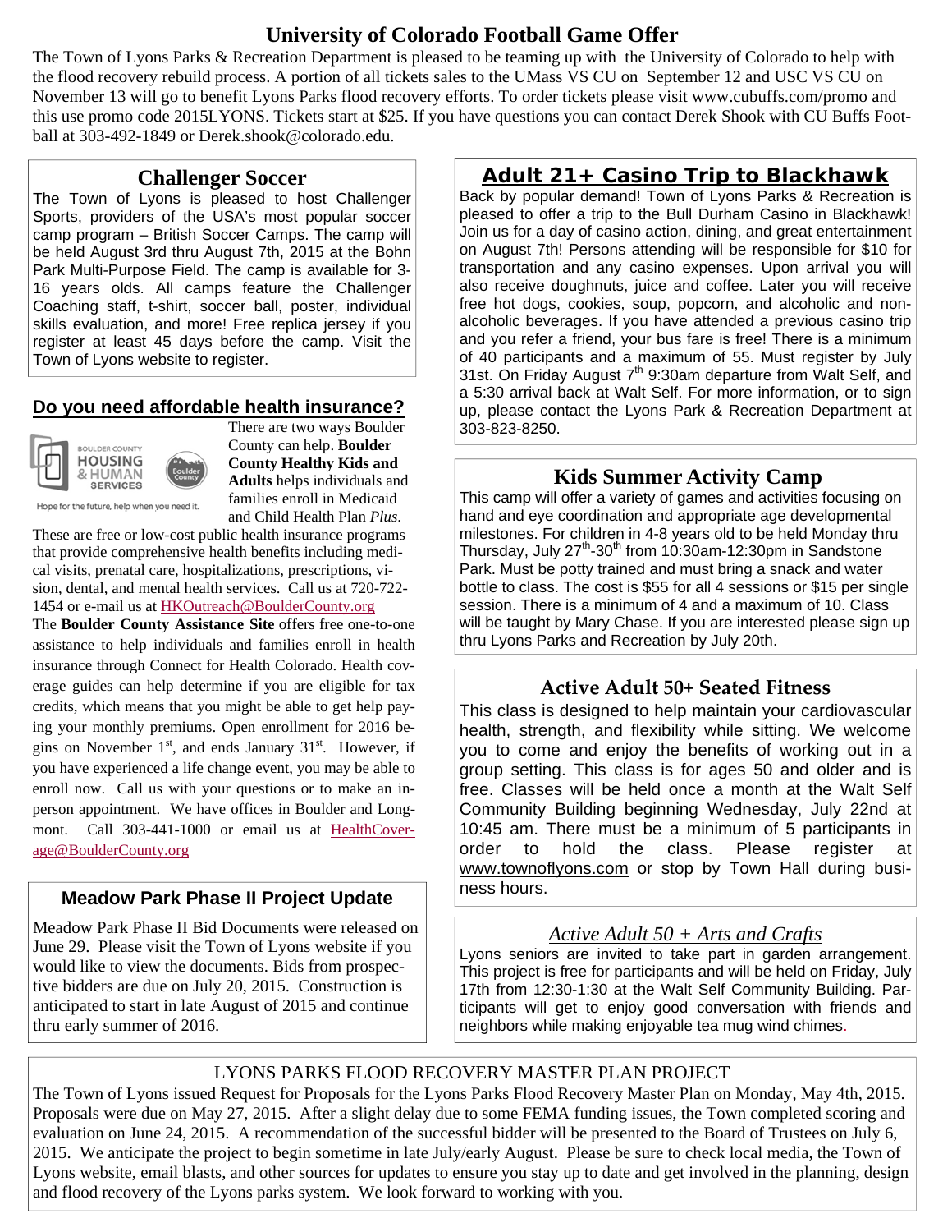## University of Colorado Football Game Offer

The Town of Lyons Parks & Recreation Department is pleased to be teaming up with the University of Colorado to help with the flood recovery rebuild process. A portion of all tickets sales to the UMass VS CU on September 12 and USC VS CU on November 13 will go to benefit Lyons Parks flood recovery efforts. To order tickets please visit www.cubuffs.com/promo and this use promo code 2015LYONS. Tickets start at $25. If you have questions you can contact Derek Shook with CU Buffs Football at 303-492-1849 or Derek.shook@colorado.edu.

## Challenger Soccer

The Town of Lyons is pleased to host Challenger Sports, providers of the USA's most popular soccer camp program – British Soccer Camps. The camp will be held August 3rd thru August 7th, 2015 at the Bohn Park Multi-Purpose Field. The camp is available for 3-16 years olds. All camps feature the Challenger Coaching staff, t-shirt, soccer ball, poster, individual skills evaluation, and more! Free replica jersey if you register at least 45 days before the camp. Visit the Town of Lyons website to register.

## Do you need affordable health insurance?

BOULDER COUNTY HOUSING & HUMAN SERVICES

Hope for the future, help when you need it.

There are two ways Boulder County can help. **Boulder County Healthy Kids and Adults** helps individuals and families enroll in Medicaid and Child Health Plan *Plus*. These are free or low-cost public health insurance programs that provide comprehensive health benefits including medical visits, prenatal care, hospitalizations, prescriptions, vision, dental, and mental health services. Call us at 720-722-1454 or e-mail us at HKOutreach@BoulderCounty.org

The **Boulder County Assistance Site** offers free one-to-one assistance to help individuals and families enroll in health insurance through Connect for Health Colorado. Health coverage guides can help determine if you are eligible for tax credits, which means that you might be able to get help paying your monthly premiums. Open enrollment for 2016 begins on November 1st, and ends January 31st. However, if you have experienced a life change event, you may be able to enroll now. Call us with your questions or to make an in-person appointment. We have offices in Boulder and Longmont. Call 303-441-1000 or email us at HealthCoverage@BoulderCounty.org

## Meadow Park Phase II Project Update

Meadow Park Phase II Bid Documents were released on June 29. Please visit the Town of Lyons website if you would like to view the documents. Bids from prospective bidders are due on July 20, 2015. Construction is anticipated to start in late August of 2015 and continue thru early summer of 2016.

## Adult 21+ Casino Trip to Blackhawk

Back by popular demand! Town of Lyons Parks & Recreation is pleased to offer a trip to the Bull Durham Casino in Blackhawk! Join us for a day of casino action, dining, and great entertainment on August 7th! Persons attending will be responsible for $10 for transportation and any casino expenses. Upon arrival you will also receive doughnuts, juice and coffee. Later you will receive free hot dogs, cookies, soup, popcorn, and alcoholic and non-alcoholic beverages. If you have attended a previous casino trip and you refer a friend, your bus fare is free! There is a minimum of 40 participants and a maximum of 55. Must register by July 31st. On Friday August 7th 9:30am departure from Walt Self, and a 5:30 arrival back at Walt Self. For more information, or to sign up, please contact the Lyons Park & Recreation Department at 303-823-8250.

## Kids Summer Activity Camp

This camp will offer a variety of games and activities focusing on hand and eye coordination and appropriate age developmental milestones. For children in 4-8 years old to be held Monday thru Thursday, July 27th-30th from 10:30am-12:30pm in Sandstone Park. Must be potty trained and must bring a snack and water bottle to class. The cost is $55 for all 4 sessions or $15 per single session. There is a minimum of 4 and a maximum of 10. Class will be taught by Mary Chase. If you are interested please sign up thru Lyons Parks and Recreation by July 20th.

## Active Adult 50+ Seated Fitness

This class is designed to help maintain your cardiovascular health, strength, and flexibility while sitting. We welcome you to come and enjoy the benefits of working out in a group setting. This class is for ages 50 and older and is free. Classes will be held once a month at the Walt Self Community Building beginning Wednesday, July 22nd at 10:45 am. There must be a minimum of 5 participants in order to hold the class. Please register at www.townoflyons.com or stop by Town Hall during business hours.

## *Active Adult 50 + Arts and Crafts*

Lyons seniors are invited to take part in garden arrangement. This project is free for participants and will be held on Friday, July 17th from 12:30-1:30 at the Walt Self Community Building. Participants will get to enjoy good conversation with friends and neighbors while making enjoyable tea mug wind chimes.

## LYONS PARKS FLOOD RECOVERY MASTER PLAN PROJECT

The Town of Lyons issued Request for Proposals for the Lyons Parks Flood Recovery Master Plan on Monday, May 4th, 2015. Proposals were due on May 27, 2015. After a slight delay due to some FEMA funding issues, the Town completed scoring and evaluation on June 24, 2015. A recommendation of the successful bidder will be presented to the Board of Trustees on July 6, 2015. We anticipate the project to begin sometime in late July/early August. Please be sure to check local media, the Town of Lyons website, email blasts, and other sources for updates to ensure you stay up to date and get involved in the planning, design and flood recovery of the Lyons parks system. We look forward to working with you.